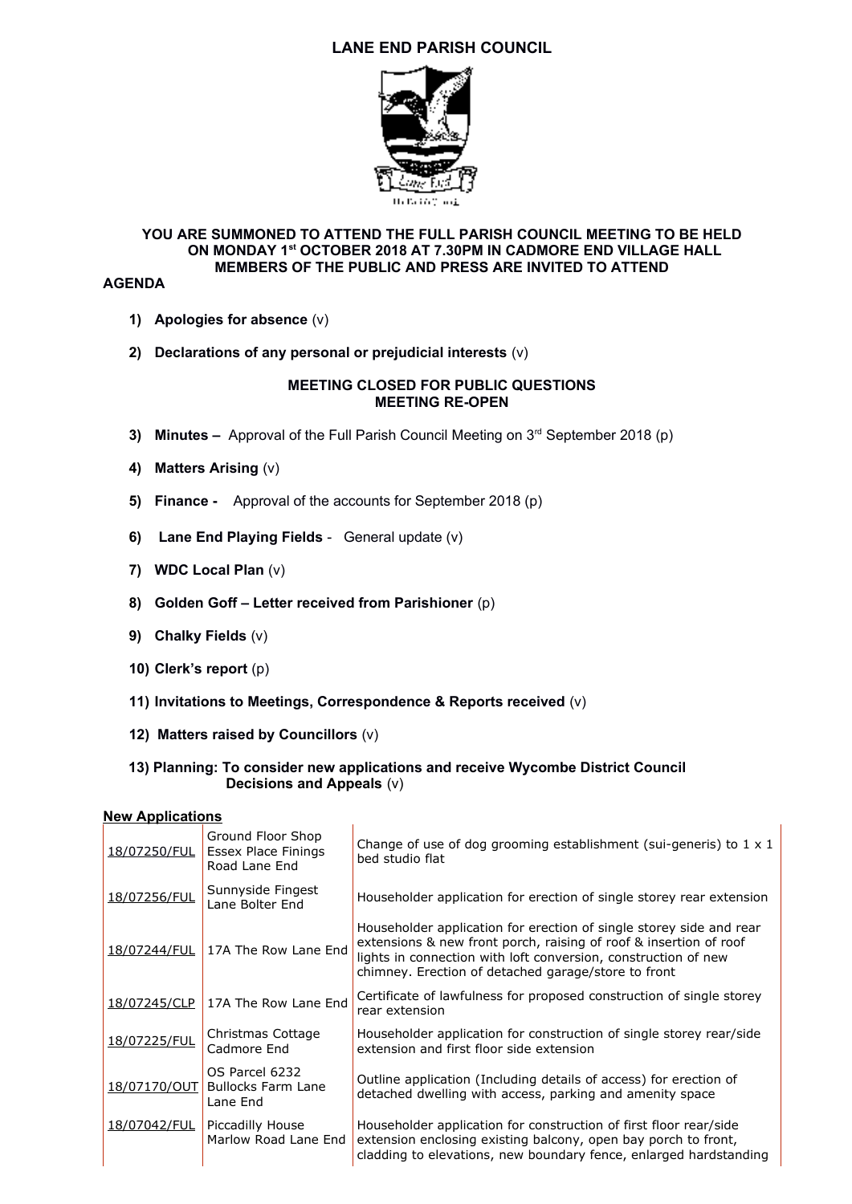# LANE END PARISH COUNCIL

**YOU ARE SUMMONED TO ATTEND THE FULL PARISH COUNCIL MEETING TO BE HELD ON MONDAY 1st OCTOBER 2018 AT 7.30PM IN CADMORE END VILLAGE HALL**
**MEMBERS OF THE PUBLIC AND PRESS ARE INVITED TO ATTEND**

**AGENDA**

1) **Apologies for absence** (v)

2) **Declarations of any personal or prejudicial interests** (v)

**MEETING CLOSED FOR PUBLIC QUESTIONS**
**MEETING RE-OPEN**

3) **Minutes –** Approval of the Full Parish Council Meeting on 3rd September 2018 (p)

4) **Matters Arising** (v)

5) **Finance -** Approval of the accounts for September 2018 (p)

6) **Lane End Playing Fields** - General update (v)

7) **WDC Local Plan** (v)

8) **Golden Goff – Letter received from Parishioner** (p)

9) **Chalky Fields** (v)

10) **Clerk's report** (p)

11) **Invitations to Meetings, Correspondence & Reports received** (v)

12) **Matters raised by Councillors** (v)

13) **Planning: To consider new applications and receive Wycombe District Council Decisions and Appeals** (v)

**New Applications**

| | | |
|---|---|---|
| 18/07250/FUL | Ground Floor Shop Essex Place Finings Road Lane End | Change of use of dog grooming establishment (sui-generis) to 1 x 1 bed studio flat |
| 18/07256/FUL | Sunnyside Fingest Lane Bolter End | Householder application for erection of single storey rear extension |
| 18/07244/FUL | 17A The Row Lane End | Householder application for erection of single storey side and rear extensions & new front porch, raising of roof & insertion of roof lights in connection with loft conversion, construction of new chimney. Erection of detached garage/store to front |
| 18/07245/CLP | 17A The Row Lane End | Certificate of lawfulness for proposed construction of single storey rear extension |
| 18/07225/FUL | Christmas Cottage Cadmore End | Householder application for construction of single storey rear/side extension and first floor side extension |
| 18/07170/OUT | OS Parcel 6232 Bullocks Farm Lane Lane End | Outline application (Including details of access) for erection of detached dwelling with access, parking and amenity space |
| 18/07042/FUL | Piccadilly House Marlow Road Lane End | Householder application for construction of first floor rear/side extension enclosing existing balcony, open bay porch to front, cladding to elevations, new boundary fence, enlarged hardstanding |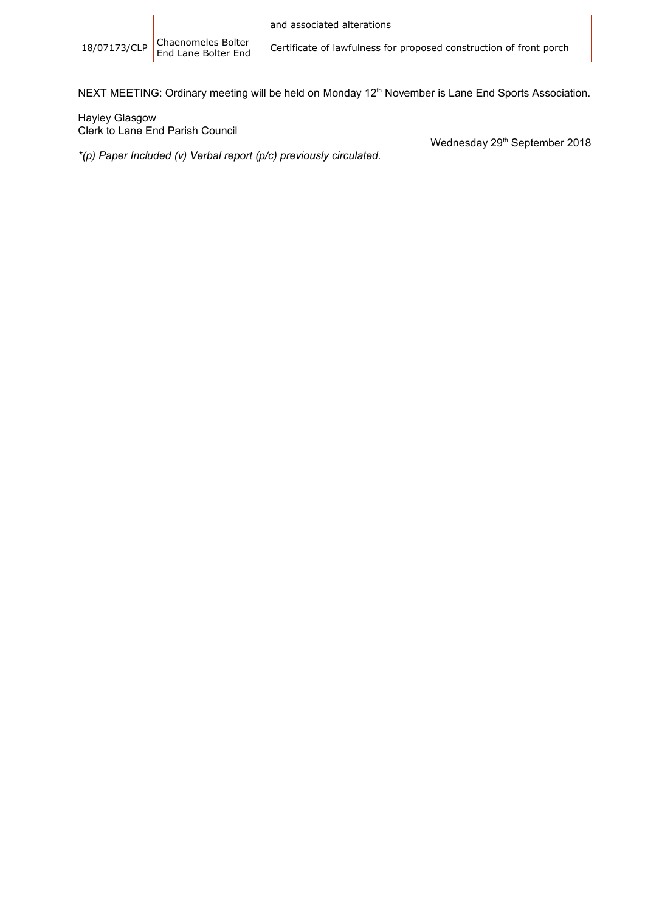| | | |
|---|---|---|
| | | and associated alterations |
| 18/07173/CLP | Chaenomeles Bolter End Lane Bolter End | Certificate of lawfulness for proposed construction of front porch |

NEXT MEETING: Ordinary meeting will be held on Monday 12th November is Lane End Sports Association.

Hayley Glasgow
Clerk to Lane End Parish Council

Wednesday 29th September 2018

*\*(p) Paper Included (v) Verbal report (p/c) previously circulated.*